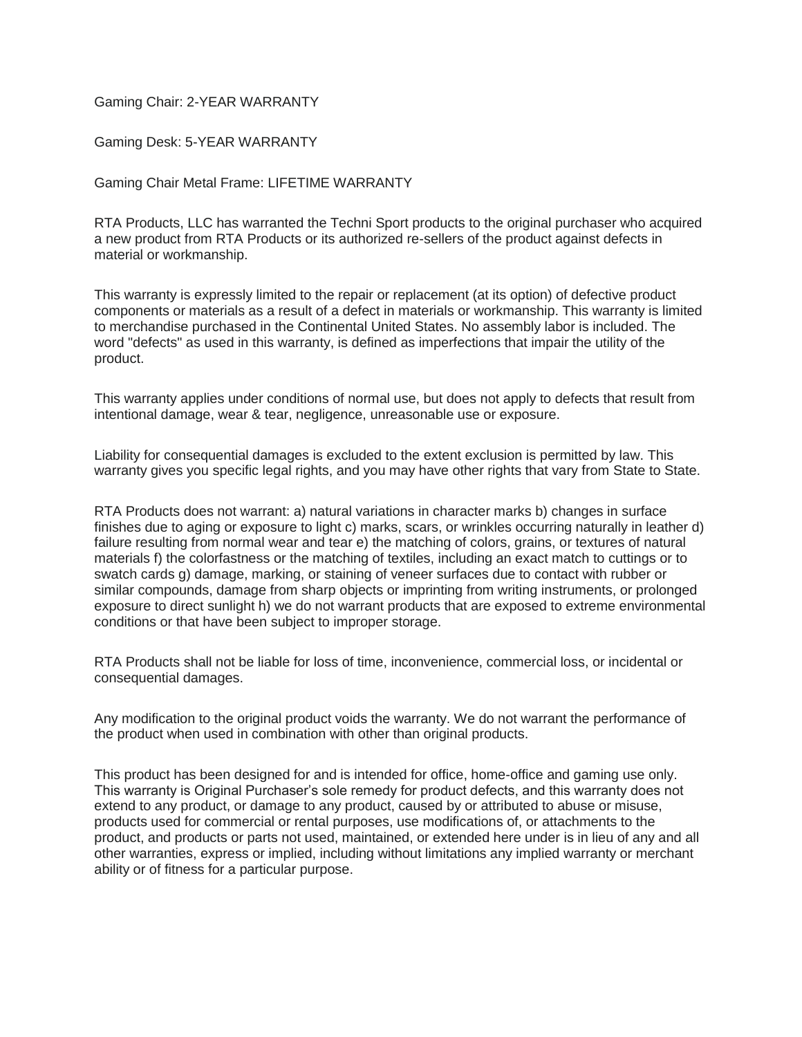Gaming Chair: 2-YEAR WARRANTY

Gaming Desk: 5-YEAR WARRANTY

Gaming Chair Metal Frame: LIFETIME WARRANTY

RTA Products, LLC has warranted the Techni Sport products to the original purchaser who acquired a new product from RTA Products or its authorized re-sellers of the product against defects in material or workmanship.

This warranty is expressly limited to the repair or replacement (at its option) of defective product components or materials as a result of a defect in materials or workmanship. This warranty is limited to merchandise purchased in the Continental United States. No assembly labor is included. The word "defects" as used in this warranty, is defined as imperfections that impair the utility of the product.

This warranty applies under conditions of normal use, but does not apply to defects that result from intentional damage, wear & tear, negligence, unreasonable use or exposure.

Liability for consequential damages is excluded to the extent exclusion is permitted by law. This warranty gives you specific legal rights, and you may have other rights that vary from State to State.

RTA Products does not warrant: a) natural variations in character marks b) changes in surface finishes due to aging or exposure to light c) marks, scars, or wrinkles occurring naturally in leather d) failure resulting from normal wear and tear e) the matching of colors, grains, or textures of natural materials f) the colorfastness or the matching of textiles, including an exact match to cuttings or to swatch cards g) damage, marking, or staining of veneer surfaces due to contact with rubber or similar compounds, damage from sharp objects or imprinting from writing instruments, or prolonged exposure to direct sunlight h) we do not warrant products that are exposed to extreme environmental conditions or that have been subject to improper storage.

RTA Products shall not be liable for loss of time, inconvenience, commercial loss, or incidental or consequential damages.

Any modification to the original product voids the warranty. We do not warrant the performance of the product when used in combination with other than original products.

This product has been designed for and is intended for office, home-office and gaming use only. This warranty is Original Purchaser's sole remedy for product defects, and this warranty does not extend to any product, or damage to any product, caused by or attributed to abuse or misuse, products used for commercial or rental purposes, use modifications of, or attachments to the product, and products or parts not used, maintained, or extended here under is in lieu of any and all other warranties, express or implied, including without limitations any implied warranty or merchant ability or of fitness for a particular purpose.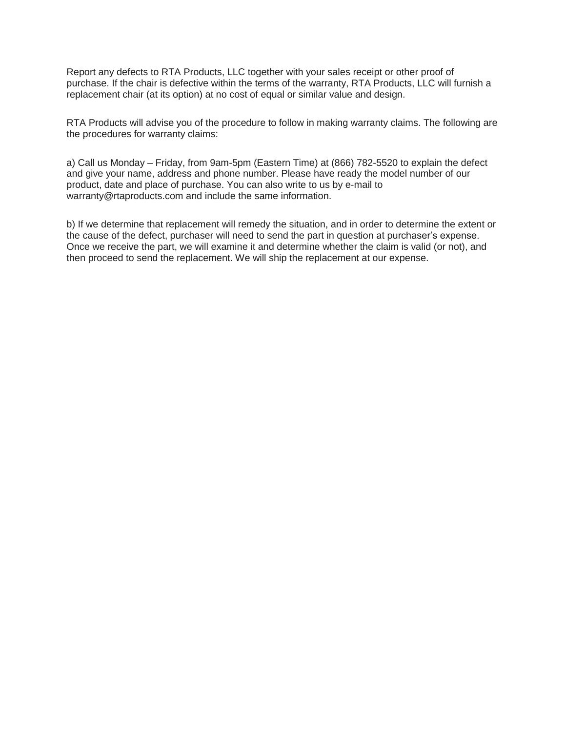Report any defects to RTA Products, LLC together with your sales receipt or other proof of purchase. If the chair is defective within the terms of the warranty, RTA Products, LLC will furnish a replacement chair (at its option) at no cost of equal or similar value and design.

RTA Products will advise you of the procedure to follow in making warranty claims. The following are the procedures for warranty claims:

a) Call us Monday – Friday, from 9am-5pm (Eastern Time) at (866) 782-5520 to explain the defect and give your name, address and phone number. Please have ready the model number of our product, date and place of purchase. You can also write to us by e-mail to warranty@rtaproducts.com and include the same information.

b) If we determine that replacement will remedy the situation, and in order to determine the extent or the cause of the defect, purchaser will need to send the part in question at purchaser's expense. Once we receive the part, we will examine it and determine whether the claim is valid (or not), and then proceed to send the replacement. We will ship the replacement at our expense.